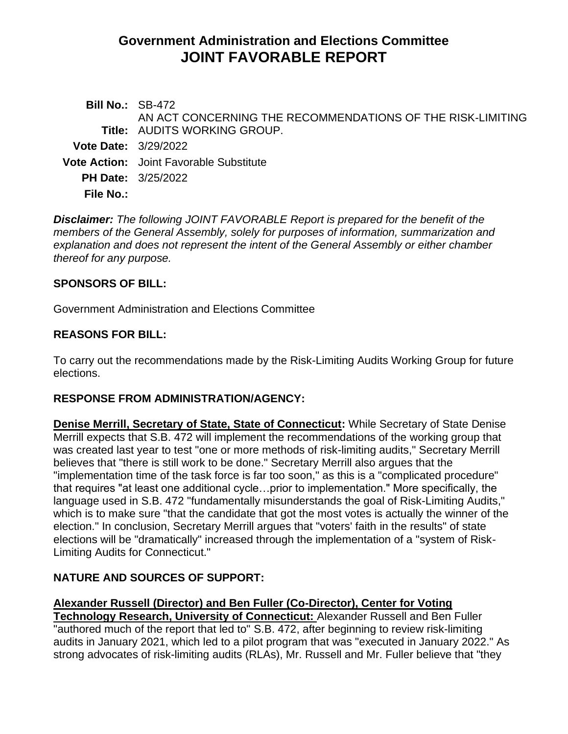# Government Administration and Elections Committee
# JOINT FAVORABLE REPORT

**Bill No.:** SB-472

**Title:** AN ACT CONCERNING THE RECOMMENDATIONS OF THE RISK-LIMITING AUDITS WORKING GROUP.

**Vote Date:** 3/29/2022

**Vote Action:** Joint Favorable Substitute

**PH Date:** 3/25/2022

**File No.:**

***Disclaimer:*** *The following JOINT FAVORABLE Report is prepared for the benefit of the members of the General Assembly, solely for purposes of information, summarization and explanation and does not represent the intent of the General Assembly or either chamber thereof for any purpose.*

## SPONSORS OF BILL:

Government Administration and Elections Committee

## REASONS FOR BILL:

To carry out the recommendations made by the Risk-Limiting Audits Working Group for future elections.

## RESPONSE FROM ADMINISTRATION/AGENCY:

**Denise Merrill, Secretary of State, State of Connecticut:** While Secretary of State Denise Merrill expects that S.B. 472 will implement the recommendations of the working group that was created last year to test "one or more methods of risk-limiting audits," Secretary Merrill believes that "there is still work to be done." Secretary Merrill also argues that the "implementation time of the task force is far too soon," as this is a "complicated procedure" that requires "at least one additional cycle…prior to implementation." More specifically, the language used in S.B. 472 "fundamentally misunderstands the goal of Risk-Limiting Audits," which is to make sure "that the candidate that got the most votes is actually the winner of the election." In conclusion, Secretary Merrill argues that "voters' faith in the results" of state elections will be "dramatically" increased through the implementation of a "system of Risk-Limiting Audits for Connecticut."

## NATURE AND SOURCES OF SUPPORT:

**Alexander Russell (Director) and Ben Fuller (Co-Director), Center for Voting Technology Research, University of Connecticut:** Alexander Russell and Ben Fuller "authored much of the report that led to" S.B. 472, after beginning to review risk-limiting audits in January 2021, which led to a pilot program that was "executed in January 2022." As strong advocates of risk-limiting audits (RLAs), Mr. Russell and Mr. Fuller believe that "they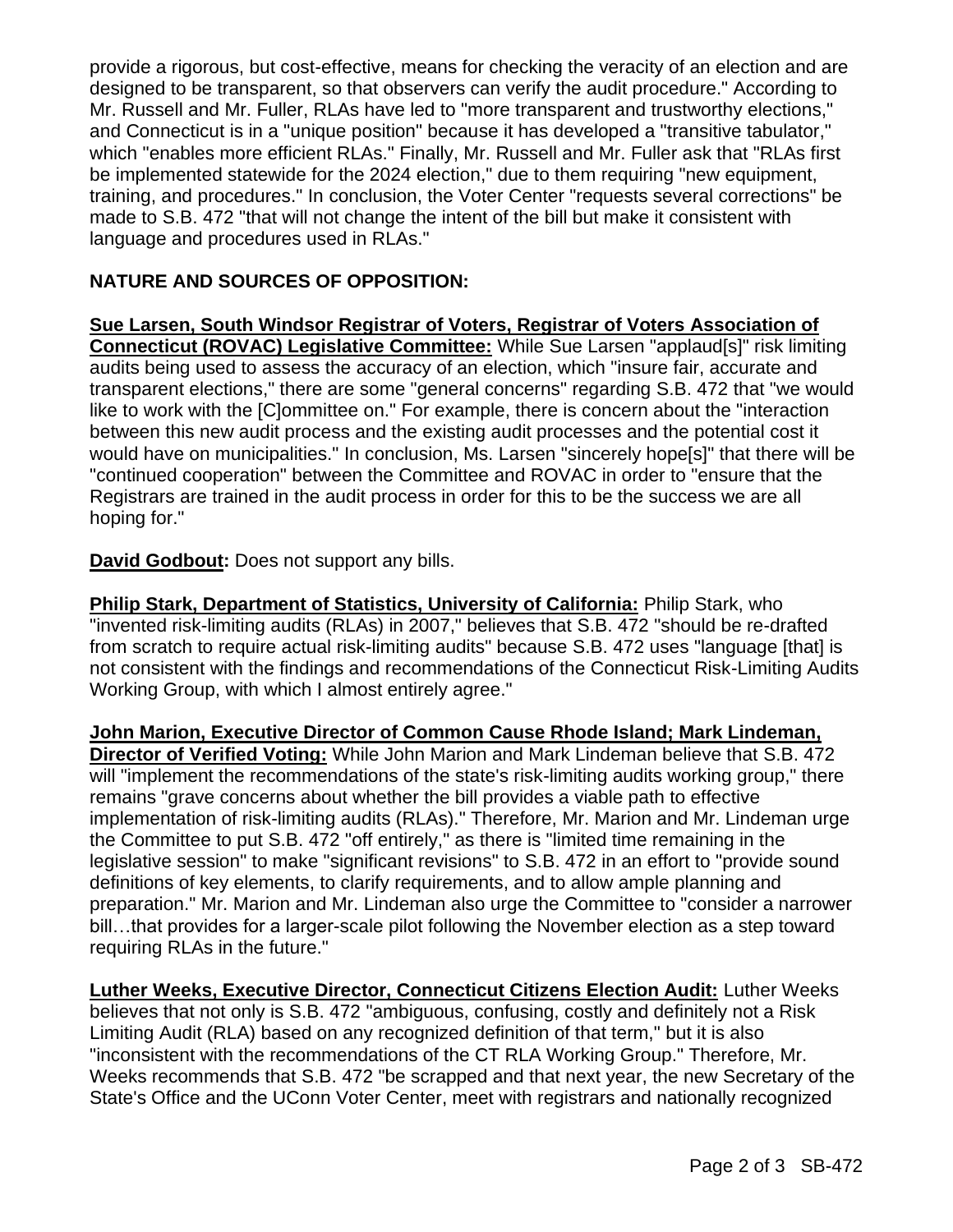provide a rigorous, but cost-effective, means for checking the veracity of an election and are designed to be transparent, so that observers can verify the audit procedure." According to Mr. Russell and Mr. Fuller, RLAs have led to "more transparent and trustworthy elections," and Connecticut is in a "unique position" because it has developed a "transitive tabulator," which "enables more efficient RLAs." Finally, Mr. Russell and Mr. Fuller ask that "RLAs first be implemented statewide for the 2024 election," due to them requiring "new equipment, training, and procedures." In conclusion, the Voter Center "requests several corrections" be made to S.B. 472 "that will not change the intent of the bill but make it consistent with language and procedures used in RLAs."

**NATURE AND SOURCES OF OPPOSITION:**

**Sue Larsen, South Windsor Registrar of Voters, Registrar of Voters Association of Connecticut (ROVAC) Legislative Committee:** While Sue Larsen "applaud[s]" risk limiting audits being used to assess the accuracy of an election, which "insure fair, accurate and transparent elections," there are some "general concerns" regarding S.B. 472 that "we would like to work with the [C]ommittee on." For example, there is concern about the "interaction between this new audit process and the existing audit processes and the potential cost it would have on municipalities." In conclusion, Ms. Larsen "sincerely hope[s]" that there will be "continued cooperation" between the Committee and ROVAC in order to "ensure that the Registrars are trained in the audit process in order for this to be the success we are all hoping for."

**David Godbout:** Does not support any bills.

**Philip Stark, Department of Statistics, University of California:** Philip Stark, who "invented risk-limiting audits (RLAs) in 2007," believes that S.B. 472 "should be re-drafted from scratch to require actual risk-limiting audits" because S.B. 472 uses "language [that] is not consistent with the findings and recommendations of the Connecticut Risk-Limiting Audits Working Group, with which I almost entirely agree."

**John Marion, Executive Director of Common Cause Rhode Island; Mark Lindeman, Director of Verified Voting:** While John Marion and Mark Lindeman believe that S.B. 472 will "implement the recommendations of the state's risk-limiting audits working group," there remains "grave concerns about whether the bill provides a viable path to effective implementation of risk-limiting audits (RLAs)." Therefore, Mr. Marion and Mr. Lindeman urge the Committee to put S.B. 472 "off entirely," as there is "limited time remaining in the legislative session" to make "significant revisions" to S.B. 472 in an effort to "provide sound definitions of key elements, to clarify requirements, and to allow ample planning and preparation." Mr. Marion and Mr. Lindeman also urge the Committee to "consider a narrower bill…that provides for a larger-scale pilot following the November election as a step toward requiring RLAs in the future."

**Luther Weeks, Executive Director, Connecticut Citizens Election Audit:** Luther Weeks believes that not only is S.B. 472 "ambiguous, confusing, costly and definitely not a Risk Limiting Audit (RLA) based on any recognized definition of that term," but it is also "inconsistent with the recommendations of the CT RLA Working Group." Therefore, Mr. Weeks recommends that S.B. 472 "be scrapped and that next year, the new Secretary of the State's Office and the UConn Voter Center, meet with registrars and nationally recognized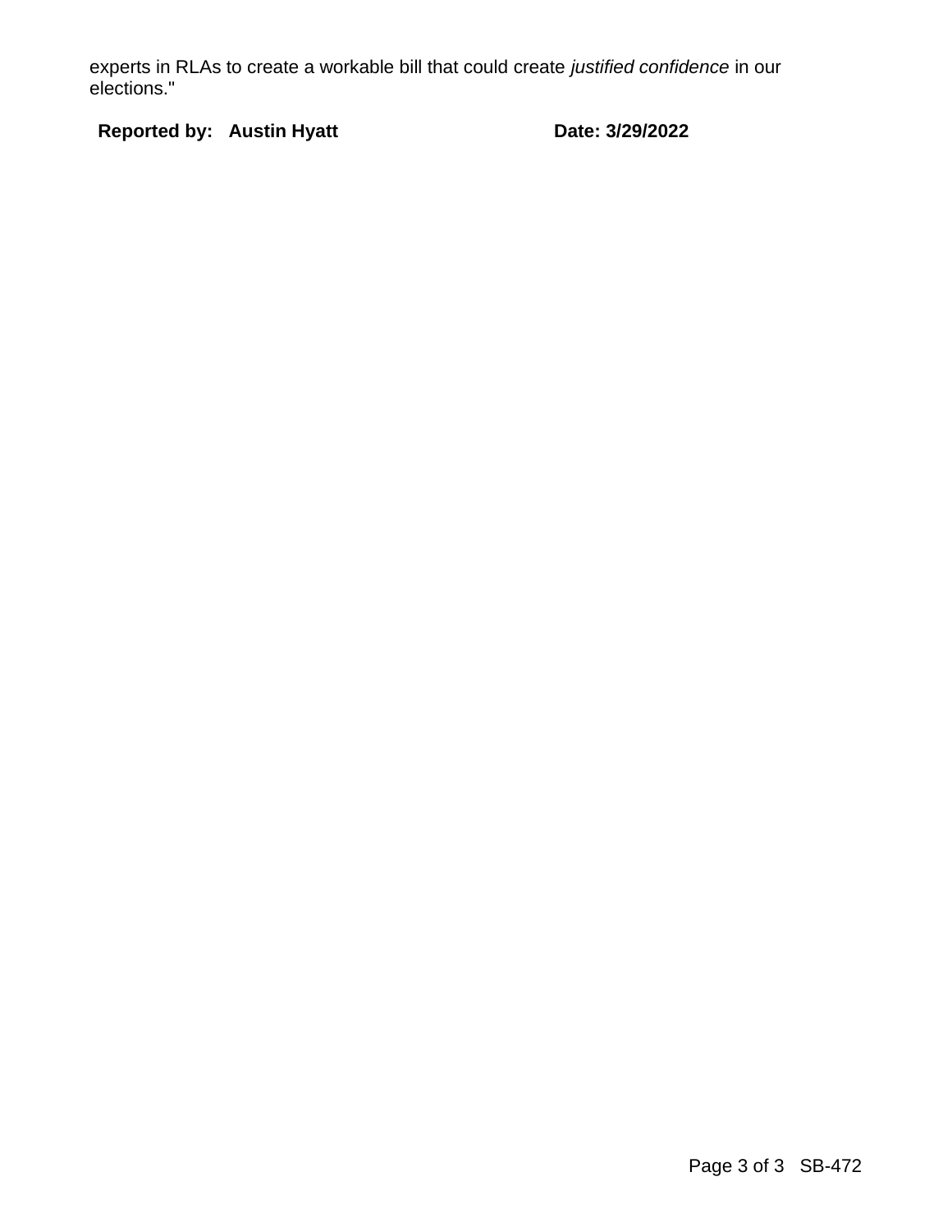experts in RLAs to create a workable bill that could create *justified confidence* in our elections."

**Reported by: Austin Hyatt** **Date: 3/29/2022**